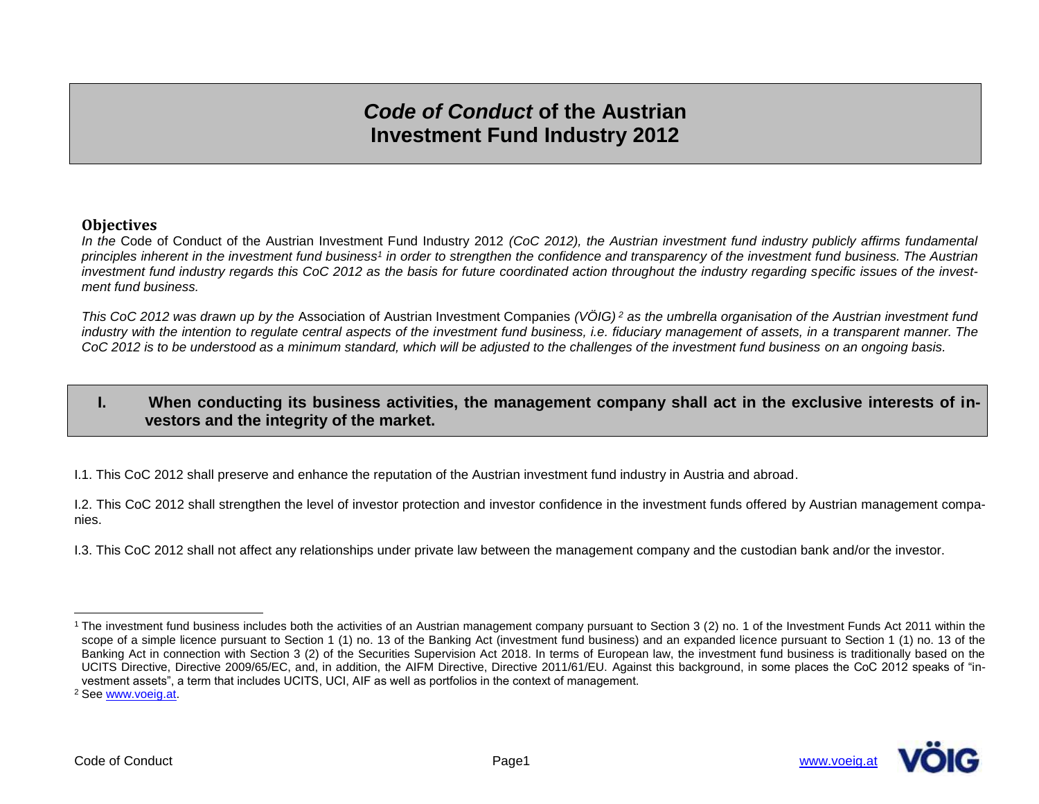# *Code of Conduct* of the Austrian Investment Fund Industry 2012

## Objectives

*In the* Code of Conduct of the Austrian Investment Fund Industry 2012 *(CoC 2012), the Austrian investment fund industry publicly affirms fundamental principles inherent in the investment fund business*[1] *in order to strengthen the confidence and transparency of the investment fund business. The Austrian investment fund industry regards this CoC 2012 as the basis for future coordinated action throughout the industry regarding specific issues of the investment fund business.*

*This CoC 2012 was drawn up by the* Association of Austrian Investment Companies *(VÖIG)*[2] *as the umbrella organisation of the Austrian investment fund industry with the intention to regulate central aspects of the investment fund business, i.e. fiduciary management of assets, in a transparent manner. The CoC 2012 is to be understood as a minimum standard, which will be adjusted to the challenges of the investment fund business on an ongoing basis.*

## I. When conducting its business activities, the management company shall act in the exclusive interests of investors and the integrity of the market.

I.1. This CoC 2012 shall preserve and enhance the reputation of the Austrian investment fund industry in Austria and abroad.

I.2. This CoC 2012 shall strengthen the level of investor protection and investor confidence in the investment funds offered by Austrian management companies.

I.3. This CoC 2012 shall not affect any relationships under private law between the management company and the custodian bank and/or the investor.

---

[1] The investment fund business includes both the activities of an Austrian management company pursuant to Section 3 (2) no. 1 of the Investment Funds Act 2011 within the scope of a simple licence pursuant to Section 1 (1) no. 13 of the Banking Act (investment fund business) and an expanded licence pursuant to Section 1 (1) no. 13 of the Banking Act in connection with Section 3 (2) of the Securities Supervision Act 2018. In terms of European law, the investment fund business is traditionally based on the UCITS Directive, Directive 2009/65/EC, and, in addition, the AIFM Directive, Directive 2011/61/EU. Against this background, in some places the CoC 2012 speaks of "investment assets", a term that includes UCITS, UCI, AIF as well as portfolios in the context of management.

[2] See www.voeig.at.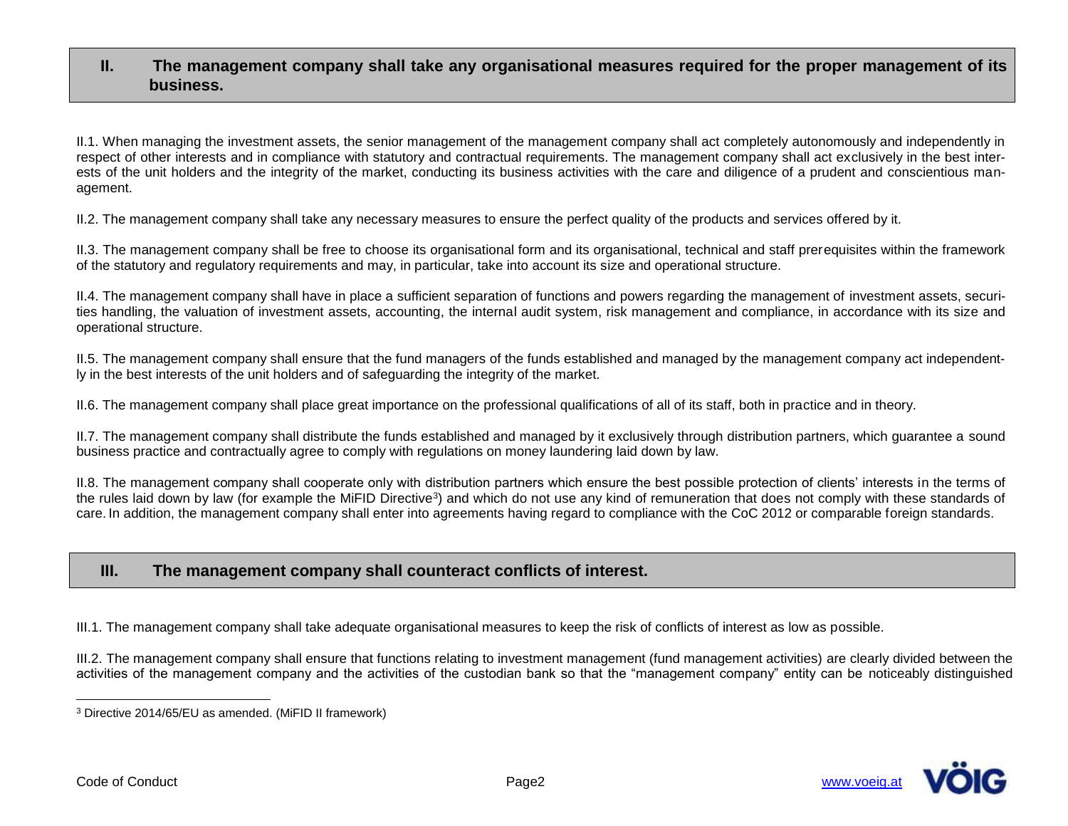## II. The management company shall take any organisational measures required for the proper management of its business.

II.1. When managing the investment assets, the senior management of the management company shall act completely autonomously and independently in respect of other interests and in compliance with statutory and contractual requirements. The management company shall act exclusively in the best interests of the unit holders and the integrity of the market, conducting its business activities with the care and diligence of a prudent and conscientious management.

II.2. The management company shall take any necessary measures to ensure the perfect quality of the products and services offered by it.

II.3. The management company shall be free to choose its organisational form and its organisational, technical and staff prerequisites within the framework of the statutory and regulatory requirements and may, in particular, take into account its size and operational structure.

II.4. The management company shall have in place a sufficient separation of functions and powers regarding the management of investment assets, securities handling, the valuation of investment assets, accounting, the internal audit system, risk management and compliance, in accordance with its size and operational structure.

II.5. The management company shall ensure that the fund managers of the funds established and managed by the management company act independently in the best interests of the unit holders and of safeguarding the integrity of the market.

II.6. The management company shall place great importance on the professional qualifications of all of its staff, both in practice and in theory.

II.7. The management company shall distribute the funds established and managed by it exclusively through distribution partners, which guarantee a sound business practice and contractually agree to comply with regulations on money laundering laid down by law.

II.8. The management company shall cooperate only with distribution partners which ensure the best possible protection of clients' interests in the terms of the rules laid down by law (for example the MiFID Directive[3]) and which do not use any kind of remuneration that does not comply with these standards of care. In addition, the management company shall enter into agreements having regard to compliance with the CoC 2012 or comparable foreign standards.

## III. The management company shall counteract conflicts of interest.

III.1. The management company shall take adequate organisational measures to keep the risk of conflicts of interest as low as possible.

III.2. The management company shall ensure that functions relating to investment management (fund management activities) are clearly divided between the activities of the management company and the activities of the custodian bank so that the "management company" entity can be noticeably distinguished

[3] Directive 2014/65/EU as amended. (MiFID II framework)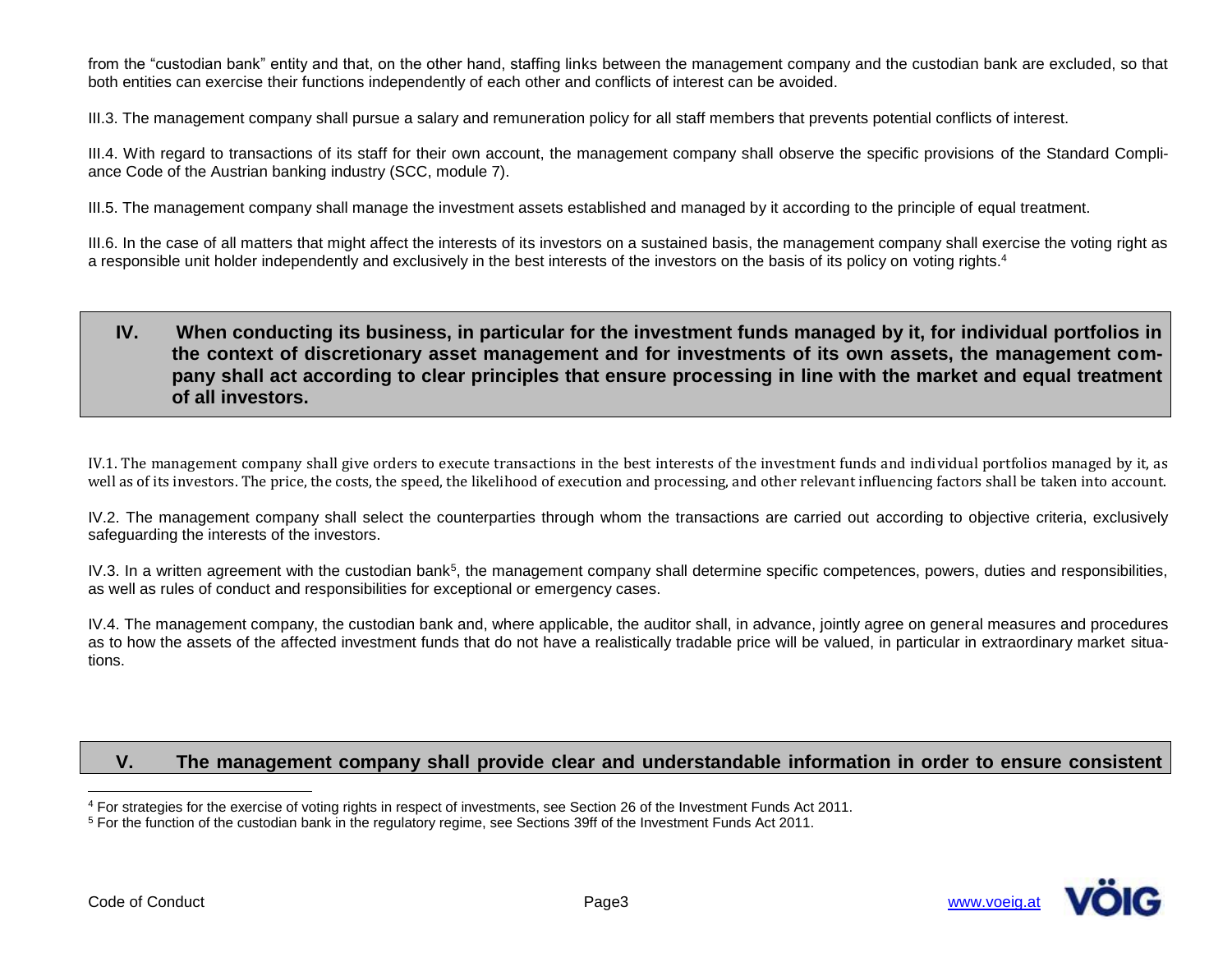from the "custodian bank" entity and that, on the other hand, staffing links between the management company and the custodian bank are excluded, so that both entities can exercise their functions independently of each other and conflicts of interest can be avoided.

III.3. The management company shall pursue a salary and remuneration policy for all staff members that prevents potential conflicts of interest.

III.4. With regard to transactions of its staff for their own account, the management company shall observe the specific provisions of the Standard Compliance Code of the Austrian banking industry (SCC, module 7).

III.5. The management company shall manage the investment assets established and managed by it according to the principle of equal treatment.

III.6. In the case of all matters that might affect the interests of its investors on a sustained basis, the management company shall exercise the voting right as a responsible unit holder independently and exclusively in the best interests of the investors on the basis of its policy on voting rights.[4]

## IV. When conducting its business, in particular for the investment funds managed by it, for individual portfolios in the context of discretionary asset management and for investments of its own assets, the management company shall act according to clear principles that ensure processing in line with the market and equal treatment of all investors.

IV.1. The management company shall give orders to execute transactions in the best interests of the investment funds and individual portfolios managed by it, as well as of its investors. The price, the costs, the speed, the likelihood of execution and processing, and other relevant influencing factors shall be taken into account.

IV.2. The management company shall select the counterparties through whom the transactions are carried out according to objective criteria, exclusively safeguarding the interests of the investors.

IV.3. In a written agreement with the custodian bank[5], the management company shall determine specific competences, powers, duties and responsibilities, as well as rules of conduct and responsibilities for exceptional or emergency cases.

IV.4. The management company, the custodian bank and, where applicable, the auditor shall, in advance, jointly agree on general measures and procedures as to how the assets of the affected investment funds that do not have a realistically tradable price will be valued, in particular in extraordinary market situations.

## V. The management company shall provide clear and understandable information in order to ensure consistent

[4] For strategies for the exercise of voting rights in respect of investments, see Section 26 of the Investment Funds Act 2011.

[5] For the function of the custodian bank in the regulatory regime, see Sections 39ff of the Investment Funds Act 2011.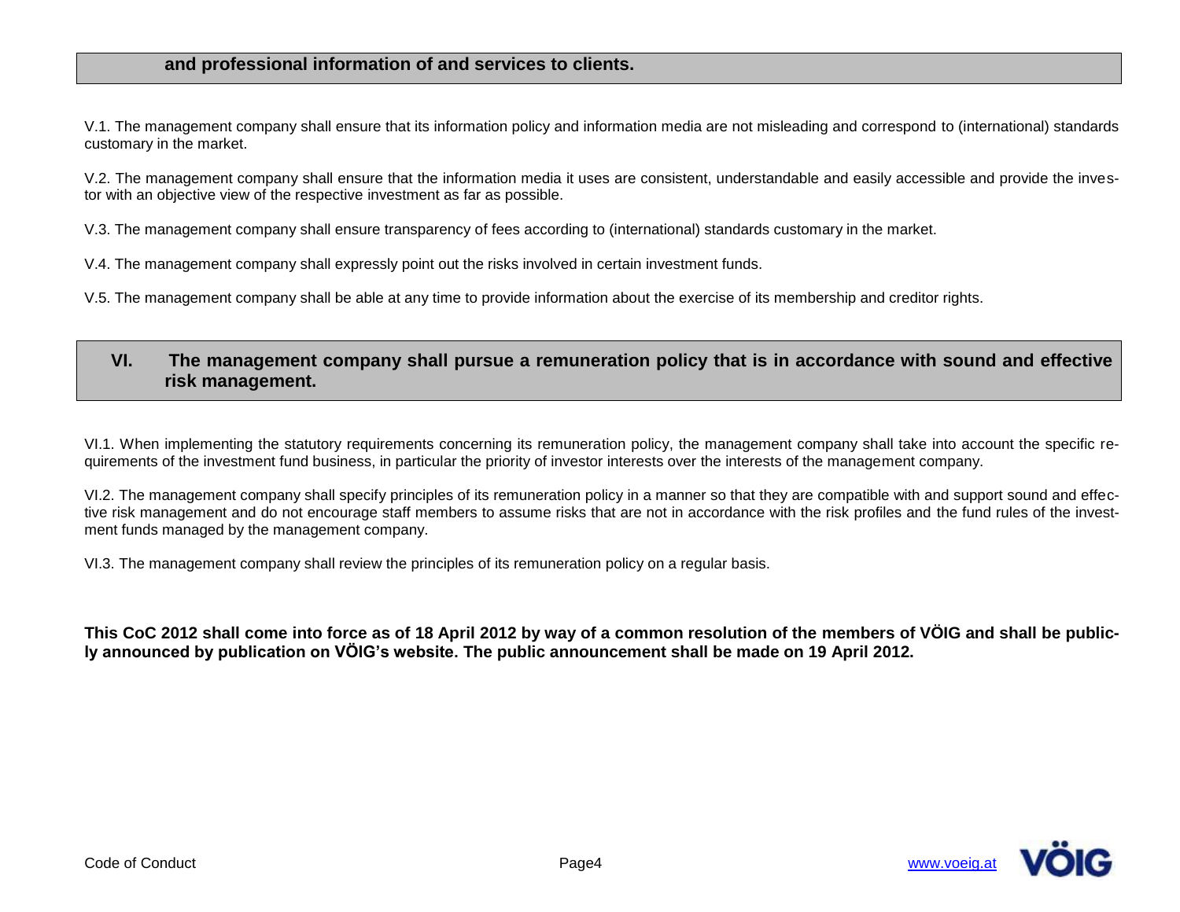**and professional information of and services to clients.**

V.1. The management company shall ensure that its information policy and information media are not misleading and correspond to (international) standards customary in the market.

V.2. The management company shall ensure that the information media it uses are consistent, understandable and easily accessible and provide the investor with an objective view of the respective investment as far as possible.

V.3. The management company shall ensure transparency of fees according to (international) standards customary in the market.

V.4. The management company shall expressly point out the risks involved in certain investment funds.

V.5. The management company shall be able at any time to provide information about the exercise of its membership and creditor rights.

## VI. The management company shall pursue a remuneration policy that is in accordance with sound and effective risk management.

VI.1. When implementing the statutory requirements concerning its remuneration policy, the management company shall take into account the specific requirements of the investment fund business, in particular the priority of investor interests over the interests of the management company.

VI.2. The management company shall specify principles of its remuneration policy in a manner so that they are compatible with and support sound and effective risk management and do not encourage staff members to assume risks that are not in accordance with the risk profiles and the fund rules of the investment funds managed by the management company.

VI.3. The management company shall review the principles of its remuneration policy on a regular basis.

**This CoC 2012 shall come into force as of 18 April 2012 by way of a common resolution of the members of VÖIG and shall be publicly announced by publication on VÖIG's website. The public announcement shall be made on 19 April 2012.**